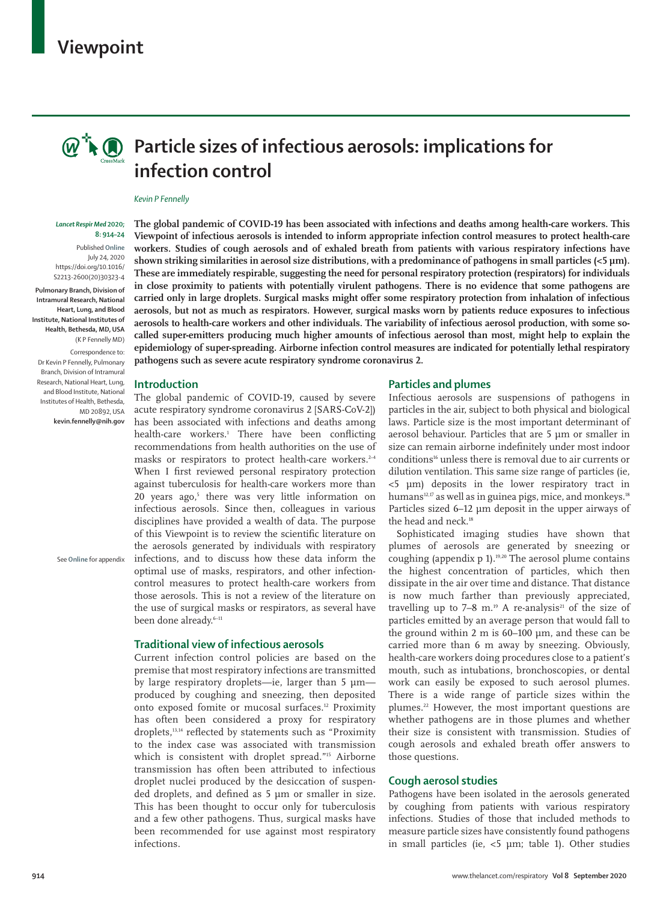# Viewpoint

# Particle sizes of infectious aerosols: implications for infection control

*Kevin P Fennelly*

*Lancet Respir Med* 2020; 8: 914–24

Published Online July 24, 2020 https://doi.org/10.1016/S2213-2600(20)30323-4

Pulmonary Branch, Division of Intramural Research, National Heart, Lung, and Blood Institute, National Institutes of Health, Bethesda, MD, USA (K P Fennelly MD)

Correspondence to: Dr Kevin P Fennelly, Pulmonary Branch, Division of Intramural Research, National Heart, Lung, and Blood Institute, National Institutes of Health, Bethesda, MD 20892, USA **kevin.fennelly@nih.gov**

**The global pandemic of COVID-19 has been associated with infections and deaths among health-care workers. This Viewpoint of infectious aerosols is intended to inform appropriate infection control measures to protect health-care workers. Studies of cough aerosols and of exhaled breath from patients with various respiratory infections have shown striking similarities in aerosol size distributions, with a predominance of pathogens in small particles (<5 µm). These are immediately respirable, suggesting the need for personal respiratory protection (respirators) for individuals in close proximity to patients with potentially virulent pathogens. There is no evidence that some pathogens are carried only in large droplets. Surgical masks might offer some respiratory protection from inhalation of infectious aerosols, but not as much as respirators. However, surgical masks worn by patients reduce exposures to infectious aerosols to health-care workers and other individuals. The variability of infectious aerosol production, with some so-called super-emitters producing much higher amounts of infectious aerosol than most, might help to explain the epidemiology of super-spreading. Airborne infection control measures are indicated for potentially lethal respiratory pathogens such as severe acute respiratory syndrome coronavirus 2.**

## Introduction

The global pandemic of COVID-19, caused by severe acute respiratory syndrome coronavirus 2 [SARS-CoV-2]) has been associated with infections and deaths among health-care workers.[1] There have been conflicting recommendations from health authorities on the use of masks or respirators to protect health-care workers.[2–4] When I first reviewed personal respiratory protection against tuberculosis for health-care workers more than 20 years ago,[5] there was very little information on infectious aerosols. Since then, colleagues in various disciplines have provided a wealth of data. The purpose of this Viewpoint is to review the scientific literature on the aerosols generated by individuals with respiratory infections, and to discuss how these data inform the optimal use of masks, respirators, and other infection-control measures to protect health-care workers from those aerosols. This is not a review of the literature on the use of surgical masks or respirators, as several have been done already.[6–11]

See **Online** for appendix

## Traditional view of infectious aerosols

Current infection control policies are based on the premise that most respiratory infections are transmitted by large respiratory droplets—ie, larger than 5 µm—produced by coughing and sneezing, then deposited onto exposed fomite or mucosal surfaces.[12] Proximity has often been considered a proxy for respiratory droplets,[13,14] reflected by statements such as "Proximity to the index case was associated with transmission which is consistent with droplet spread."[15] Airborne transmission has often been attributed to infectious droplet nuclei produced by the desiccation of suspended droplets, and defined as 5 µm or smaller in size. This has been thought to occur only for tuberculosis and a few other pathogens. Thus, surgical masks have been recommended for use against most respiratory infections.

## Particles and plumes

Infectious aerosols are suspensions of pathogens in particles in the air, subject to both physical and biological laws. Particle size is the most important determinant of aerosol behaviour. Particles that are 5 µm or smaller in size can remain airborne indefinitely under most indoor conditions[16] unless there is removal due to air currents or dilution ventilation. This same size range of particles (ie, <5 µm) deposits in the lower respiratory tract in humans[12,17] as well as in guinea pigs, mice, and monkeys.[18] Particles sized 6–12 µm deposit in the upper airways of the head and neck.[18]

Sophisticated imaging studies have shown that plumes of aerosols are generated by sneezing or coughing (appendix p 1).[19,20] The aerosol plume contains the highest concentration of particles, which then dissipate in the air over time and distance. That distance is now much farther than previously appreciated, travelling up to 7–8 m.[19] A re-analysis[21] of the size of particles emitted by an average person that would fall to the ground within 2 m is 60–100 µm, and these can be carried more than 6 m away by sneezing. Obviously, health-care workers doing procedures close to a patient's mouth, such as intubations, bronchoscopies, or dental work can easily be exposed to such aerosol plumes. There is a wide range of particle sizes within the plumes.[22] However, the most important questions are whether pathogens are in those plumes and whether their size is consistent with transmission. Studies of cough aerosols and exhaled breath offer answers to those questions.

## Cough aerosol studies

Pathogens have been isolated in the aerosols generated by coughing from patients with various respiratory infections. Studies of those that included methods to measure particle sizes have consistently found pathogens in small particles (ie, <5 µm; table 1). Other studies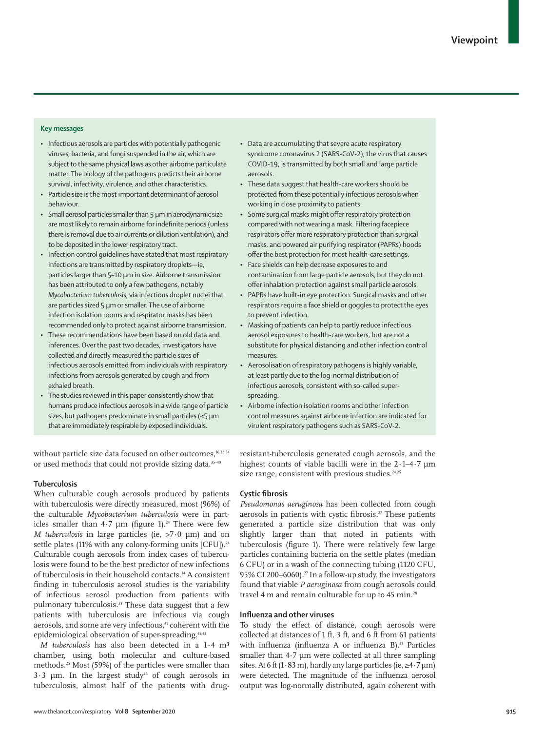## Key messages

- Infectious aerosols are particles with potentially pathogenic viruses, bacteria, and fungi suspended in the air, which are subject to the same physical laws as other airborne particulate matter. The biology of the pathogens predicts their airborne survival, infectivity, virulence, and other characteristics.
- Particle size is the most important determinant of aerosol behaviour.
- Small aerosol particles smaller than 5 µm in aerodynamic size are most likely to remain airborne for indefinite periods (unless there is removal due to air currents or dilution ventilation), and to be deposited in the lower respiratory tract.
- Infection control guidelines have stated that most respiratory infections are transmitted by respiratory droplets—ie, particles larger than 5–10 µm in size. Airborne transmission has been attributed to only a few pathogens, notably *Mycobacterium tuberculosis*, via infectious droplet nuclei that are particles sized 5 µm or smaller. The use of airborne infection isolation rooms and respirator masks has been recommended only to protect against airborne transmission.
- These recommendations have been based on old data and inferences. Over the past two decades, investigators have collected and directly measured the particle sizes of infectious aerosols emitted from individuals with respiratory infections from aerosols generated by cough and from exhaled breath.
- The studies reviewed in this paper consistently show that humans produce infectious aerosols in a wide range of particle sizes, but pathogens predominate in small particles (<5 µm that are immediately respirable by exposed individuals.
- Data are accumulating that severe acute respiratory syndrome coronavirus 2 (SARS-CoV-2), the virus that causes COVID-19, is transmitted by both small and large particle aerosols.
- These data suggest that health-care workers should be protected from these potentially infectious aerosols when working in close proximity to patients.
- Some surgical masks might offer respiratory protection compared with not wearing a mask. Filtering facepiece respirators offer more respiratory protection than surgical masks, and powered air purifying respirator (PAPRs) hoods offer the best protection for most health-care settings.
- Face shields can help decrease exposures to and contamination from large particle aerosols, but they do not offer inhalation protection against small particle aerosols.
- PAPRs have built-in eye protection. Surgical masks and other respirators require a face shield or goggles to protect the eyes to prevent infection.
- Masking of patients can help to partly reduce infectious aerosol exposures to health-care workers, but are not a substitute for physical distancing and other infection control measures.
- Aerosolisation of respiratory pathogens is highly variable, at least partly due to the log-normal distribution of infectious aerosols, consistent with so-called super-spreading.
- Airborne infection isolation rooms and other infection control measures against airborne infection are indicated for virulent respiratory pathogens such as SARS-CoV-2.

without particle size data focused on other outcomes,[16,33,34] or used methods that could not provide sizing data.[35–40]

### Tuberculosis

When culturable cough aerosols produced by patients with tuberculosis were directly measured, most (96%) of the culturable *Mycobacterium tuberculosis* were in particles smaller than 4·7 µm (figure 1).[24] There were few *M tuberculosis* in large particles (ie, >7·0 µm) and on settle plates (11% with any colony-forming units [CFU]).[24] Culturable cough aerosols from index cases of tuberculosis were found to be the best predictor of new infections of tuberculosis in their household contacts.[34] A consistent finding in tuberculosis aerosol studies is the variability of infectious aerosol production from patients with pulmonary tuberculosis.[33] These data suggest that a few patients with tuberculosis are infectious via cough aerosols, and some are very infectious,[41] coherent with the epidemiological observation of super-spreading.[42,43]

*M tuberculosis* has also been detected in a 1·4 $m^3$ chamber, using both molecular and culture-based methods.[25] Most (59%) of the particles were smaller than 3·3 µm. In the largest study[26] of cough aerosols in tuberculosis, almost half of the patients with drug-resistant-tuberculosis generated cough aerosols, and the highest counts of viable bacilli were in the 2·1–4·7 µm size range, consistent with previous studies.[24,25]

### Cystic fibrosis

*Pseudomonas aeruginosa* has been collected from cough aerosols in patients with cystic fibrosis.[27] These patients generated a particle size distribution that was only slightly larger than that noted in patients with tuberculosis (figure 1). There were relatively few large particles containing bacteria on the settle plates (median 6 CFU) or in a wash of the connecting tubing (1120 CFU, 95% CI 200–6060).[27] In a follow-up study, the investigators found that viable *P aeruginosa* from cough aerosols could travel 4 m and remain culturable for up to 45 min.[28]

### Influenza and other viruses

To study the effect of distance, cough aerosols were collected at distances of 1 ft, 3 ft, and 6 ft from 61 patients with influenza (influenza A or influenza B).[31] Particles smaller than 4·7 µm were collected at all three sampling sites. At 6 ft (1·83 m), hardly any large particles (ie, ≥4·7 µm) were detected. The magnitude of the influenza aerosol output was log-normally distributed, again coherent with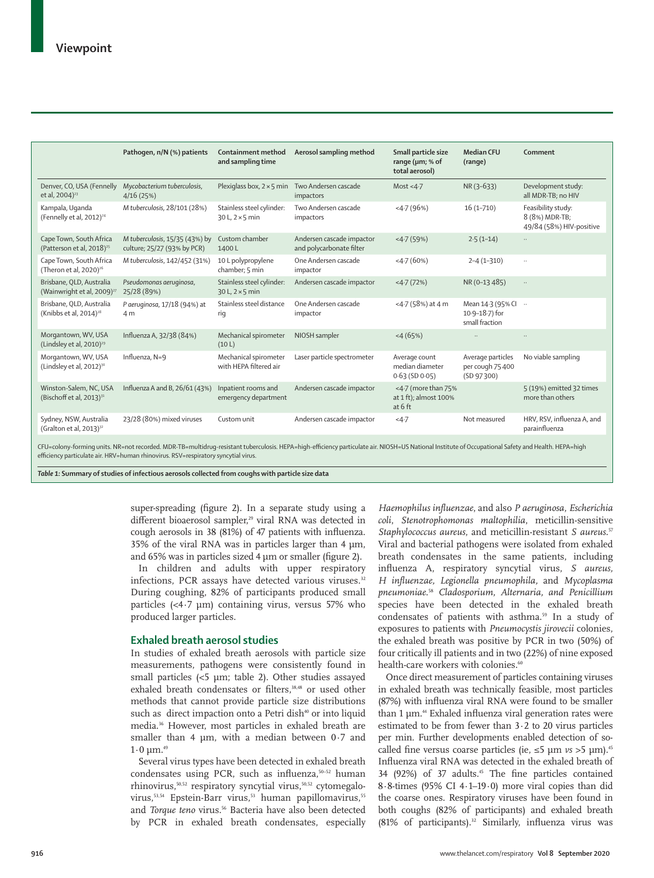|  | Pathogen, n/N (%) patients | Containment method and sampling time | Aerosol sampling method | Small particle size range (µm; % of total aerosol) | Median CFU (range) | Comment |
|---|---|---|---|---|---|---|
| Denver, CO, USA (Fennelly et al, 2004)[23] | *Mycobacterium tuberculosis*, 4/16 (25%) | Plexiglass box, 2×5 min | Two Andersen cascade impactors | Most <4·7 | NR (3–633) | Development study: all MDR-TB; no HIV |
| Kampala, Uganda (Fennelly et al, 2012)[24] | *M tuberculosis*, 28/101 (28%) | Stainless steel cylinder: 30 L, 2×5 min | Two Andersen cascade impactors | <4·7 (96%) | 16 (1–710) | Feasibility study: 8 (8%) MDR-TB; 49/84 (58%) HIV-positive |
| Cape Town, South Africa (Patterson et al, 2018)[25] | *M tuberculosis*, 15/35 (43%) by culture; 25/27 (93% by PCR) | Custom chamber 1400 L | Andersen cascade impactor and polycarbonate filter | <4·7 (59%) | 2·5 (1–14) | .. |
| Cape Town, South Africa (Theron et al, 2020)[26] | *M tuberculosis*, 142/452 (31%) | 10 L polypropylene chamber; 5 min | One Andersen cascade impactor | <4·7 (60%) | 2–4 (1–310) | .. |
| Brisbane, QLD, Australia (Wainwright et al, 2009)[27] | *Pseudomonas aeruginosa*, 25/28 (89%) | Stainless steel cylinder: 30 L, 2×5 min | Andersen cascade impactor | <4·7 (72%) | NR (0–13 485) | .. |
| Brisbane, QLD, Australia (Knibbs et al, 2014)[28] | *P aeruginosa*, 17/18 (94%) at 4 m | Stainless steel distance rig | One Andersen cascade impactor | <4·7 (58%) at 4 m | Mean 14·3 (95% CI 10·9–18·7) for small fraction | .. |
| Morgantown, WV, USA (Lindsley et al, 2010)[29] | Influenza A, 32/38 (84%) | Mechanical spirometer (10 L) | NIOSH sampler | <4 (65%) | .. | .. |
| Morgantown, WV, USA (Lindsley et al, 2012)[30] | Influenza, N=9 | Mechanical spirometer with HEPA filtered air | Laser particle spectrometer | Average count median diameter 0·63 (SD 0·05) | Average particles per cough 75 400 (SD 97 300) | No viable sampling |
| Winston-Salem, NC, USA (Bischoff et al, 2013)[31] | Influenza A and B, 26/61 (43%) | Inpatient rooms and emergency department | Andersen cascade impactor | <4·7 (more than 75% at 1 ft); almost 100% at 6 ft |  | 5 (19%) emitted 32 times more than others |
| Sydney, NSW, Australia (Gralton et al, 2013)[32] | 23/28 (80%) mixed viruses | Custom unit | Andersen cascade impactor | <4·7 | Not measured | HRV, RSV, influenza A, and parainfluenza |

CFU=colony-forming units. NR=not recorded. MDR-TB=multidrug-resistant tuberculosis. HEPA=high-efficiency particulate air. NIOSH=US National Institute of Occupational Safety and Health. HEPA=high efficiency particulate air. HRV=human rhinovirus. RSV=respiratory syncytial virus.

**Table 1: Summary of studies of infectious aerosols collected from coughs with particle size data**

super-spreading (figure 2). In a separate study using a different bioaerosol sampler,[29] viral RNA was detected in cough aerosols in 38 (81%) of 47 patients with influenza. 35% of the viral RNA was in particles larger than 4 µm, and 65% was in particles sized 4 µm or smaller (figure 2).

In children and adults with upper respiratory infections, PCR assays have detected various viruses.[32] During coughing, 82% of participants produced small particles (<4·7 µm) containing virus, versus 57% who produced larger particles.

## Exhaled breath aerosol studies

In studies of exhaled breath aerosols with particle size measurements, pathogens were consistently found in small particles (<5 µm; table 2). Other studies assayed exhaled breath condensates or filters,[38,48] or used other methods that cannot provide particle size distributions such as direct impaction onto a Petri dish[40] or into liquid media.[36] However, most particles in exhaled breath are smaller than 4 µm, with a median between 0·7 and 1·0 µm.[49]

Several virus types have been detected in exhaled breath condensates using PCR, such as influenza,[50–52] human rhinovirus,[50,52] respiratory syncytial virus,[50,52] cytomegalovirus,[53,54] Epstein-Barr virus,[53] human papillomavirus,[55] and *Torque teno* virus.[56] Bacteria have also been detected by PCR in exhaled breath condensates, especially *Haemophilus influenzae*, and also *P aeruginosa*, *Escherichia coli*, *Stenotrophomonas maltophilia*, meticillin-sensitive *Staphylococcus aureus*, and meticillin-resistant *S aureus*.[57] Viral and bacterial pathogens were isolated from exhaled breath condensates in the same patients, including influenza A, respiratory syncytial virus, *S aureus*, *H influenzae*, *Legionella pneumophila*, and *Mycoplasma pneumoniae*.[58] *Cladosporium*, *Alternaria*, *and Penicillium* species have been detected in the exhaled breath condensates of patients with asthma.[59] In a study of exposures to patients with *Pneumocystis jirovecii* colonies, the exhaled breath was positive by PCR in two (50%) of four critically ill patients and in two (22%) of nine exposed health-care workers with colonies.[60]

Once direct measurement of particles containing viruses in exhaled breath was technically feasible, most particles (87%) with influenza viral RNA were found to be smaller than 1 µm.[44] Exhaled influenza viral generation rates were estimated to be from fewer than 3·2 to 20 virus particles per min. Further developments enabled detection of so-called fine versus coarse particles (ie, ≤5 µm *vs* >5 µm).[45] Influenza viral RNA was detected in the exhaled breath of 34 (92%) of 37 adults.[45] The fine particles contained 8·8-times (95% CI 4·1–19·0) more viral copies than did the coarse ones. Respiratory viruses have been found in both coughs (82% of participants) and exhaled breath (81% of participants).[32] Similarly, influenza virus was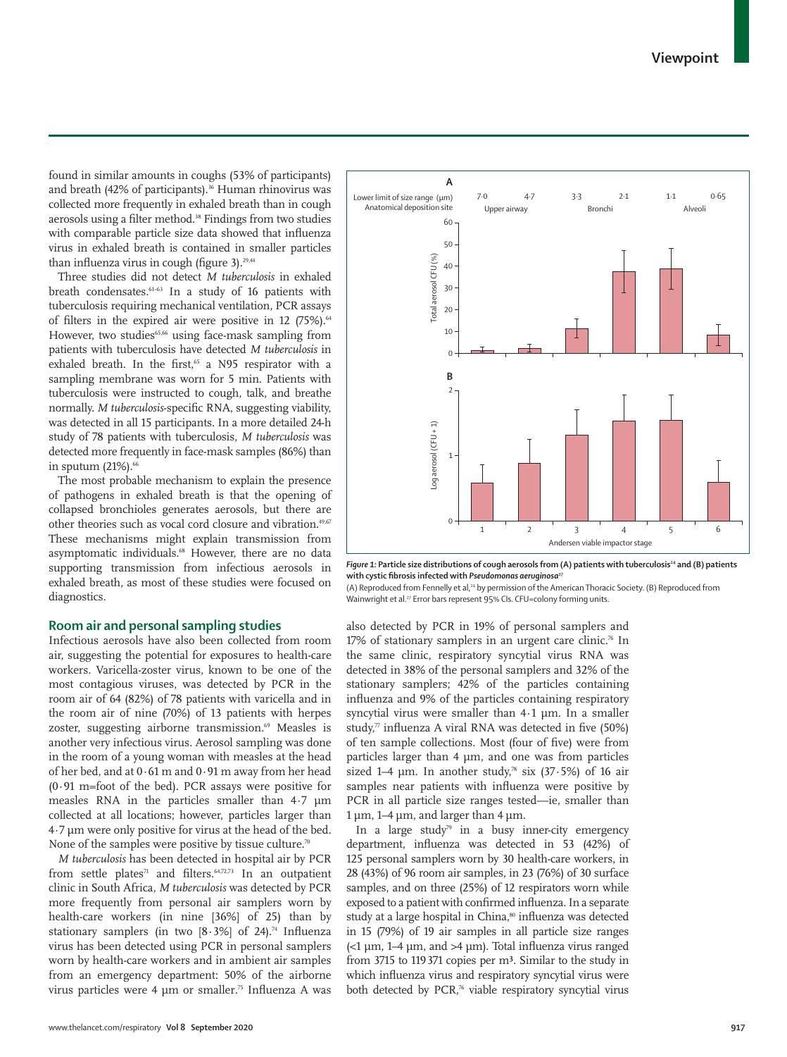found in similar amounts in coughs (53% of participants) and breath (42% of participants).[36] Human rhinovirus was collected more frequently in exhaled breath than in cough aerosols using a filter method.[38] Findings from two studies with comparable particle size data showed that influenza virus in exhaled breath is contained in smaller particles than influenza virus in cough (figure 3).[29,44]

Three studies did not detect *M tuberculosis* in exhaled breath condensates.[61–63] In a study of 16 patients with tuberculosis requiring mechanical ventilation, PCR assays of filters in the expired air were positive in 12 (75%).[64] However, two studies[65,66] using face-mask sampling from patients with tuberculosis have detected *M tuberculosis* in exhaled breath. In the first,[65] a N95 respirator with a sampling membrane was worn for 5 min. Patients with tuberculosis were instructed to cough, talk, and breathe normally. *M tuberculosis*-specific RNA, suggesting viability, was detected in all 15 participants. In a more detailed 24-h study of 78 patients with tuberculosis, *M tuberculosis* was detected more frequently in face-mask samples (86%) than in sputum (21%).[66]

The most probable mechanism to explain the presence of pathogens in exhaled breath is that the opening of collapsed bronchioles generates aerosols, but there are other theories such as vocal cord closure and vibration.[49,67] These mechanisms might explain transmission from asymptomatic individuals.[68] However, there are no data supporting transmission from infectious aerosols in exhaled breath, as most of these studies were focused on diagnostics.

## Room air and personal sampling studies

Infectious aerosols have also been collected from room air, suggesting the potential for exposures to health-care workers. Varicella-zoster virus, known to be one of the most contagious viruses, was detected by PCR in the room air of 64 (82%) of 78 patients with varicella and in the room air of nine (70%) of 13 patients with herpes zoster, suggesting airborne transmission.[69] Measles is another very infectious virus. Aerosol sampling was done in the room of a young woman with measles at the head of her bed, and at 0·61 m and 0·91 m away from her head (0·91 m=foot of the bed). PCR assays were positive for measles RNA in the particles smaller than 4·7 µm collected at all locations; however, particles larger than 4·7 µm were only positive for virus at the head of the bed. None of the samples were positive by tissue culture.[70]

*M tuberculosis* has been detected in hospital air by PCR from settle plates[71] and filters.[64,72,73] In an outpatient clinic in South Africa, *M tuberculosis* was detected by PCR more frequently from personal air samplers worn by health-care workers (in nine [36%] of 25) than by stationary samplers (in two [8·3%] of 24).[74] Influenza virus has been detected using PCR in personal samplers worn by health-care workers and in ambient air samples from an emergency department: 50% of the airborne virus particles were 4 µm or smaller.[75] Influenza A was also detected by PCR in 19% of personal samplers and 17% of stationary samplers in an urgent care clinic.[76] In the same clinic, respiratory syncytial virus RNA was detected in 38% of the personal samplers and 32% of the stationary samplers; 42% of the particles containing influenza and 9% of the particles containing respiratory syncytial virus were smaller than 4·1 µm. In a smaller study,[77] influenza A viral RNA was detected in five (50%) of ten sample collections. Most (four of five) were from particles larger than 4 µm, and one was from particles sized 1–4 µm. In another study,[78] six (37·5%) of 16 air samples near patients with influenza were positive by PCR in all particle size ranges tested—ie, smaller than 1 µm, 1–4 µm, and larger than 4 µm.

In a large study[79] in a busy inner-city emergency department, influenza was detected in 53 (42%) of 125 personal samplers worn by 30 health-care workers, in 28 (43%) of 96 room air samples, in 23 (76%) of 30 surface samples, and on three (25%) of 12 respirators worn while exposed to a patient with confirmed influenza. In a separate study at a large hospital in China,[80] influenza was detected in 15 (79%) of 19 air samples in all particle size ranges (<1 µm, 1–4 µm, and >4 µm). Total influenza virus ranged from 3715 to 119 371 copies per m³. Similar to the study in which influenza virus and respiratory syncytial virus were both detected by PCR,[76] viable respiratory syncytial virus

**Figure 1: Particle size distributions of cough aerosols from (A) patients with tuberculosis[24] and (B) patients with cystic fibrosis infected with *Pseudomonas aeruginosa*[27]**

(A) Reproduced from Fennelly et al,[24] by permission of the American Thoracic Society. (B) Reproduced from Wainwright et al.[27] Error bars represent 95% CIs. CFU=colony forming units.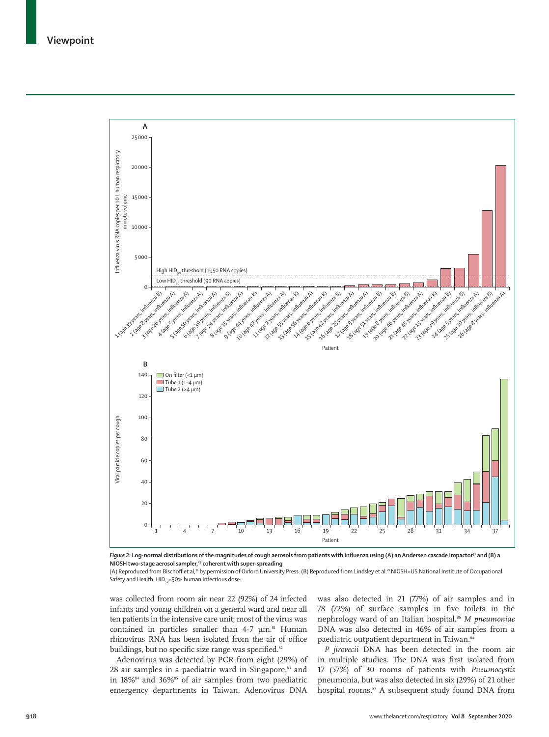*Figure 2:* **Log-normal distributions of the magnitudes of cough aerosols from patients with influenza using (A) an Andersen cascade impactor[31] and (B) a NIOSH two-stage aerosol sampler,[29] coherent with super-spreading**

(A) Reproduced from Bischoff et al,[31] by permission of Oxford University Press. (B) Reproduced from Lindsley et al.[29] NIOSH=US National Institute of Occupational Safety and Health. $HID_{50}$=50% human infectious dose.

was collected from room air near 22 (92%) of 24 infected infants and young children on a general ward and near all ten patients in the intensive care unit; most of the virus was contained in particles smaller than 4·7 µm.[81] Human rhinovirus RNA has been isolated from the air of office buildings, but no specific size range was specified.[82]

Adenovirus was detected by PCR from eight (29%) of 28 air samples in a paediatric ward in Singapore,[83] and in 18%[84] and 36%[85] of air samples from two paediatric emergency departments in Taiwan. Adenovirus DNA was also detected in 21 (77%) of air samples and in 78 (72%) of surface samples in five toilets in the nephrology ward of an Italian hospital.[86] *M pneumoniae* DNA was also detected in 46% of air samples from a paediatric outpatient department in Taiwan.[84]

*P jirovecii* DNA has been detected in the room air in multiple studies. The DNA was first isolated from 17 (57%) of 30 rooms of patients with *Pneumocystis* pneumonia, but was also detected in six (29%) of 21 other hospital rooms.[87] A subsequent study found DNA from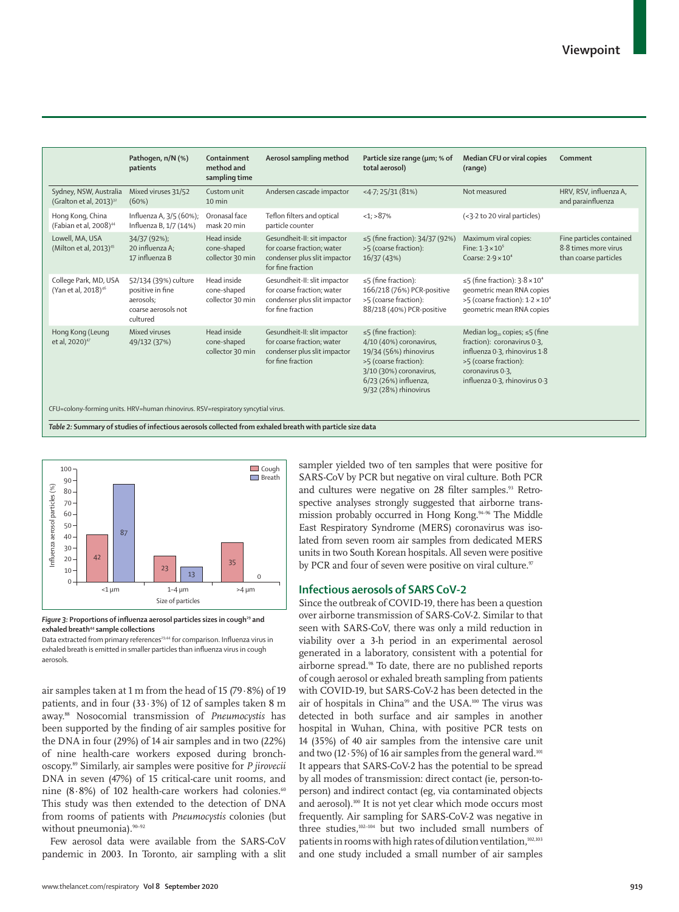| | Pathogen, n/N (%) patients | Containment method and sampling time | Aerosol sampling method | Particle size range (μm; % of total aerosol) | Median CFU or viral copies (range) | Comment |
|---|---|---|---|---|---|---|
| Sydney, NSW, Australia (Gralton et al, 2013)[32] | Mixed viruses 31/52 (60%) | Custom unit 10 min | Andersen cascade impactor | <4·7; 25/31 (81%) | Not measured | HRV, RSV, influenza A, and parainfluenza |
| Hong Kong, China (Fabian et al, 2008)[44] | Influenza A, 3/5 (60%); Influenza B, 1/7 (14%) | Oronasal face mask 20 min | Teflon filters and optical particle counter | <1; >87% | (<3·2 to 20 viral particles) | |
| Lowell, MA, USA (Milton et al, 2013)[45] | 34/37 (92%); 20 influenza A; 17 influenza B | Head inside cone-shaped collector 30 min | Gesundheit-II: slit impactor for coarse fraction; water condenser plus slit impactor for fine fraction | ≤5 (fine fraction): 34/37 (92%) >5 (coarse fraction): 16/37 (43%) | Maximum viral copies: Fine: $1·3 \times 10^5$ Coarse: $2·9 \times 10^4$ | Fine particles contained 8·8 times more virus than coarse particles |
| College Park, MD, USA (Yan et al, 2018)[46] | 52/134 (39%) culture positive in fine aerosols; coarse aerosols not cultured | Head inside cone-shaped collector 30 min | Gesundheit-II: slit impactor for coarse fraction; water condenser plus slit impactor for fine fraction | ≤5 (fine fraction): 166/218 (76%) PCR-positive >5 (coarse fraction): 88/218 (40%) PCR-positive | ≤5 (fine fraction): $3·8 \times 10^4$ geometric mean RNA copies >5 (coarse fraction): $1·2 \times 10^4$ geometric mean RNA copies | |
| Hong Kong (Leung et al, 2020)[47] | Mixed viruses 49/132 (37%) | Head inside cone-shaped collector 30 min | Gesundheit-II: slit impactor for coarse fraction; water condenser plus slit impactor for fine fraction | ≤5 (fine fraction): 4/10 (40%) coronavirus, 19/34 (56%) rhinovirus >5 (coarse fraction): 3/10 (30%) coronavirus, 6/23 (26%) influenza, 9/32 (28%) rhinovirus | Median $\log_{10}$ copies; ≤5 (fine fraction): coronavirus 0·3, influenza 0·3, rhinovirus 1·8 >5 (coarse fraction): coronavirus 0·3, influenza 0·3, rhinovirus 0·3 | |

CFU=colony-forming units. HRV=human rhinovirus. RSV=respiratory syncytial virus.

*Table 2:* **Summary of studies of infectious aerosols collected from exhaled breath with particle size data**

*Figure 3:* **Proportions of influenza aerosol particles sizes in cough[29] and exhaled breath[44] sample collections**

Data extracted from primary references[29,44] for comparison. Influenza virus in exhaled breath is emitted in smaller particles than influenza virus in cough aerosols.

air samples taken at 1 m from the head of 15 (79·8%) of 19 patients, and in four (33·3%) of 12 of samples taken 8 m away.[88] Nosocomial transmission of *Pneumocystis* has been supported by the finding of air samples positive for the DNA in four (29%) of 14 air samples and in two (22%) of nine health-care workers exposed during bronchoscopy.[89] Similarly, air samples were positive for *P jirovecii* DNA in seven (47%) of 15 critical-care unit rooms, and nine (8·8%) of 102 health-care workers had colonies.[60] This study was then extended to the detection of DNA from rooms of patients with *Pneumocystis* colonies (but without pneumonia).[90–92]

Few aerosol data were available from the SARS-CoV pandemic in 2003. In Toronto, air sampling with a slit sampler yielded two of ten samples that were positive for SARS-CoV by PCR but negative on viral culture. Both PCR and cultures were negative on 28 filter samples.[93] Retrospective analyses strongly suggested that airborne transmission probably occurred in Hong Kong.[94–96] The Middle East Respiratory Syndrome (MERS) coronavirus was isolated from seven room air samples from dedicated MERS units in two South Korean hospitals. All seven were positive by PCR and four of seven were positive on viral culture.[97]

## Infectious aerosols of SARS CoV-2

Since the outbreak of COVID-19, there has been a question over airborne transmission of SARS-CoV-2. Similar to that seen with SARS-CoV, there was only a mild reduction in viability over a 3-h period in an experimental aerosol generated in a laboratory, consistent with a potential for airborne spread.[98] To date, there are no published reports of cough aerosol or exhaled breath sampling from patients with COVID-19, but SARS-CoV-2 has been detected in the air of hospitals in China[99] and the USA.[100] The virus was detected in both surface and air samples in another hospital in Wuhan, China, with positive PCR tests on 14 (35%) of 40 air samples from the intensive care unit and two (12·5%) of 16 air samples from the general ward.[101] It appears that SARS-CoV-2 has the potential to be spread by all modes of transmission: direct contact (ie, person-to-person) and indirect contact (eg, via contaminated objects and aerosol).[100] It is not yet clear which mode occurs most frequently. Air sampling for SARS-CoV-2 was negative in three studies,[102–104] but two included small numbers of patients in rooms with high rates of dilution ventilation,[102,103] and one study included a small number of air samples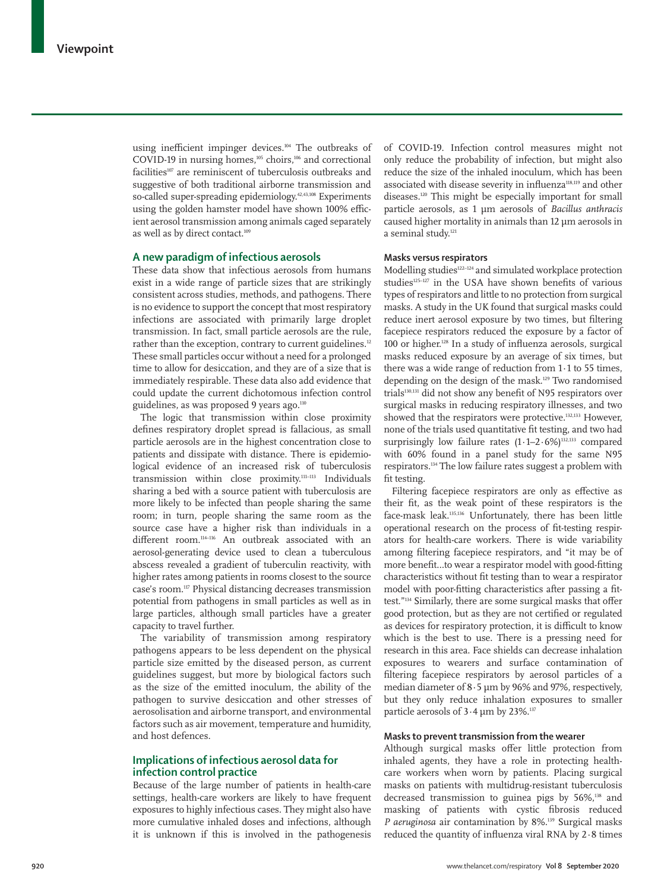using inefficient impinger devices.[104] The outbreaks of COVID-19 in nursing homes,[105] choirs,[106] and correctional facilities[107] are reminiscent of tuberculosis outbreaks and suggestive of both traditional airborne transmission and so-called super-spreading epidemiology.[42,43,108] Experiments using the golden hamster model have shown 100% efficient aerosol transmission among animals caged separately as well as by direct contact.[109]

## A new paradigm of infectious aerosols

These data show that infectious aerosols from humans exist in a wide range of particle sizes that are strikingly consistent across studies, methods, and pathogens. There is no evidence to support the concept that most respiratory infections are associated with primarily large droplet transmission. In fact, small particle aerosols are the rule, rather than the exception, contrary to current guidelines.[12] These small particles occur without a need for a prolonged time to allow for desiccation, and they are of a size that is immediately respirable. These data also add evidence that could update the current dichotomous infection control guidelines, as was proposed 9 years ago.[110]

The logic that transmission within close proximity defines respiratory droplet spread is fallacious, as small particle aerosols are in the highest concentration close to patients and dissipate with distance. There is epidemiological evidence of an increased risk of tuberculosis transmission within close proximity.[111–113] Individuals sharing a bed with a source patient with tuberculosis are more likely to be infected than people sharing the same room; in turn, people sharing the same room as the source case have a higher risk than individuals in a different room.[114–116] An outbreak associated with an aerosol-generating device used to clean a tuberculous abscess revealed a gradient of tuberculin reactivity, with higher rates among patients in rooms closest to the source case's room.[117] Physical distancing decreases transmission potential from pathogens in small particles as well as in large particles, although small particles have a greater capacity to travel further.

The variability of transmission among respiratory pathogens appears to be less dependent on the physical particle size emitted by the diseased person, as current guidelines suggest, but more by biological factors such as the size of the emitted inoculum, the ability of the pathogen to survive desiccation and other stresses of aerosolisation and airborne transport, and environmental factors such as air movement, temperature and humidity, and host defences.

## Implications of infectious aerosol data for infection control practice

Because of the large number of patients in health-care settings, health-care workers are likely to have frequent exposures to highly infectious cases. They might also have more cumulative inhaled doses and infections, although it is unknown if this is involved in the pathogenesis of COVID-19. Infection control measures might not only reduce the probability of infection, but might also reduce the size of the inhaled inoculum, which has been associated with disease severity in influenza[118,119] and other diseases.[120] This might be especially important for small particle aerosols, as 1 μm aerosols of *Bacillus anthracis* caused higher mortality in animals than 12 μm aerosols in a seminal study.[121]

### Masks versus respirators

Modelling studies[122–124] and simulated workplace protection studies[125–127] in the USA have shown benefits of various types of respirators and little to no protection from surgical masks. A study in the UK found that surgical masks could reduce inert aerosol exposure by two times, but filtering facepiece respirators reduced the exposure by a factor of 100 or higher.[128] In a study of influenza aerosols, surgical masks reduced exposure by an average of six times, but there was a wide range of reduction from 1·1 to 55 times, depending on the design of the mask.[129] Two randomised trials[130,131] did not show any benefit of N95 respirators over surgical masks in reducing respiratory illnesses, and two showed that the respirators were protective.[132,133] However, none of the trials used quantitative fit testing, and two had surprisingly low failure rates (1·1–2·6%)[132,133] compared with 60% found in a panel study for the same N95 respirators.[134] The low failure rates suggest a problem with fit testing.

Filtering facepiece respirators are only as effective as their fit, as the weak point of these respirators is the face-mask leak.[135,136] Unfortunately, there has been little operational research on the process of fit-testing respirators for health-care workers. There is wide variability among filtering facepiece respirators, and "it may be of more benefit…to wear a respirator model with good-fitting characteristics without fit testing than to wear a respirator model with poor-fitting characteristics after passing a fit-test."[134] Similarly, there are some surgical masks that offer good protection, but as they are not certified or regulated as devices for respiratory protection, it is difficult to know which is the best to use. There is a pressing need for research in this area. Face shields can decrease inhalation exposures to wearers and surface contamination of filtering facepiece respirators by aerosol particles of a median diameter of 8·5 μm by 96% and 97%, respectively, but they only reduce inhalation exposures to smaller particle aerosols of 3·4 μm by 23%.[137]

### Masks to prevent transmission from the wearer

Although surgical masks offer little protection from inhaled agents, they have a role in protecting health-care workers when worn by patients. Placing surgical masks on patients with multidrug-resistant tuberculosis decreased transmission to guinea pigs by 56%,[138] and masking of patients with cystic fibrosis reduced *P aeruginosa* air contamination by 8%.[139] Surgical masks reduced the quantity of influenza viral RNA by 2·8 times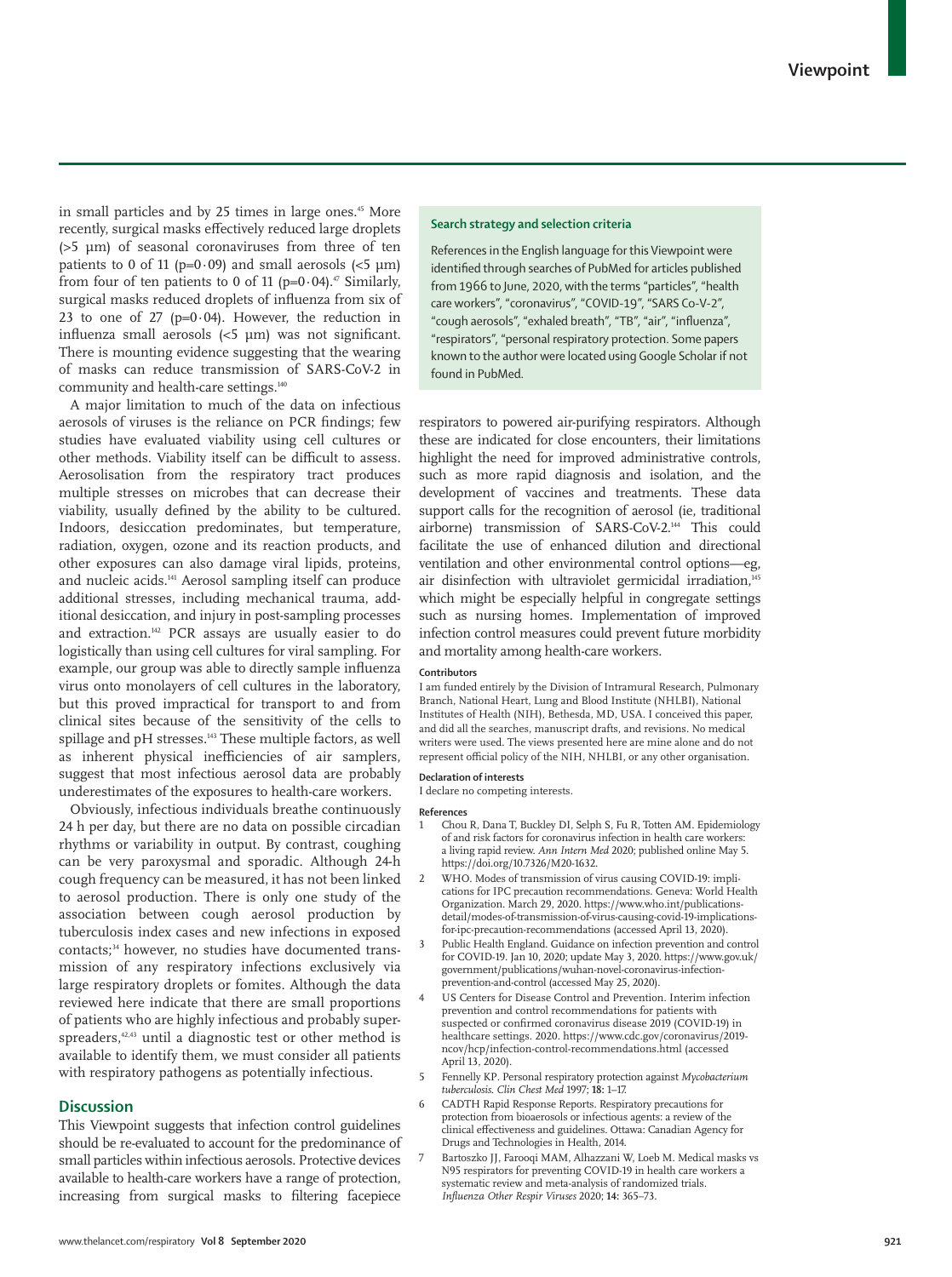in small particles and by 25 times in large ones.[45] More recently, surgical masks effectively reduced large droplets (>5 μm) of seasonal coronaviruses from three of ten patients to 0 of 11 (p=0·09) and small aerosols (<5 μm) from four of ten patients to 0 of 11 (p=0·04).[47] Similarly, surgical masks reduced droplets of influenza from six of 23 to one of 27 (p=0·04). However, the reduction in influenza small aerosols (<5 μm) was not significant. There is mounting evidence suggesting that the wearing of masks can reduce transmission of SARS-CoV-2 in community and health-care settings.[140]

A major limitation to much of the data on infectious aerosols of viruses is the reliance on PCR findings; few studies have evaluated viability using cell cultures or other methods. Viability itself can be difficult to assess. Aerosolisation from the respiratory tract produces multiple stresses on microbes that can decrease their viability, usually defined by the ability to be cultured. Indoors, desiccation predominates, but temperature, radiation, oxygen, ozone and its reaction products, and other exposures can also damage viral lipids, proteins, and nucleic acids.[141] Aerosol sampling itself can produce additional stresses, including mechanical trauma, additional desiccation, and injury in post-sampling processes and extraction.[142] PCR assays are usually easier to do logistically than using cell cultures for viral sampling. For example, our group was able to directly sample influenza virus onto monolayers of cell cultures in the laboratory, but this proved impractical for transport to and from clinical sites because of the sensitivity of the cells to spillage and pH stresses.[143] These multiple factors, as well as inherent physical inefficiencies of air samplers, suggest that most infectious aerosol data are probably underestimates of the exposures to health-care workers.

Obviously, infectious individuals breathe continuously 24 h per day, but there are no data on possible circadian rhythms or variability in output. By contrast, coughing can be very paroxysmal and sporadic. Although 24-h cough frequency can be measured, it has not been linked to aerosol production. There is only one study of the association between cough aerosol production by tuberculosis index cases and new infections in exposed contacts;[34] however, no studies have documented transmission of any respiratory infections exclusively via large respiratory droplets or fomites. Although the data reviewed here indicate that there are small proportions of patients who are highly infectious and probably superspreaders,[42,43] until a diagnostic test or other method is available to identify them, we must consider all patients with respiratory pathogens as potentially infectious.

## Discussion

This Viewpoint suggests that infection control guidelines should be re-evaluated to account for the predominance of small particles within infectious aerosols. Protective devices available to health-care workers have a range of protection, increasing from surgical masks to filtering facepiece respirators to powered air-purifying respirators. Although these are indicated for close encounters, their limitations highlight the need for improved administrative controls, such as more rapid diagnosis and isolation, and the development of vaccines and treatments. These data support calls for the recognition of aerosol (ie, traditional airborne) transmission of SARS-CoV-2.[144] This could facilitate the use of enhanced dilution and directional ventilation and other environmental control options—eg, air disinfection with ultraviolet germicidal irradiation,[145] which might be especially helpful in congregate settings such as nursing homes. Implementation of improved infection control measures could prevent future morbidity and mortality among health-care workers.

### Search strategy and selection criteria

References in the English language for this Viewpoint were identified through searches of PubMed for articles published from 1966 to June, 2020, with the terms "particles", "health care workers", "coronavirus", "COVID-19", "SARS Co-V-2", "cough aerosols", "exhaled breath", "TB", "air", "influenza", "respirators", "personal respiratory protection. Some papers known to the author were located using Google Scholar if not found in PubMed.

### Contributors

I am funded entirely by the Division of Intramural Research, Pulmonary Branch, National Heart, Lung and Blood Institute (NHLBI), National Institutes of Health (NIH), Bethesda, MD, USA. I conceived this paper, and did all the searches, manuscript drafts, and revisions. No medical writers were used. The views presented here are mine alone and do not represent official policy of the NIH, NHLBI, or any other organisation.

### Declaration of interests

I declare no competing interests.

### References

1. Chou R, Dana T, Buckley DI, Selph S, Fu R, Totten AM. Epidemiology of and risk factors for coronavirus infection in health care workers: a living rapid review. *Ann Intern Med* 2020; published online May 5. https://doi.org/10.7326/M20-1632.
2. WHO. Modes of transmission of virus causing COVID-19: implications for IPC precaution recommendations. Geneva: World Health Organization. March 29, 2020. https://www.who.int/publications-detail/modes-of-transmission-of-virus-causing-covid-19-implications-for-ipc-precaution-recommendations (accessed April 13, 2020).
3. Public Health England. Guidance on infection prevention and control for COVID-19. Jan 10, 2020; update May 3, 2020. https://www.gov.uk/government/publications/wuhan-novel-coronavirus-infection-prevention-and-control (accessed May 25, 2020).
4. US Centers for Disease Control and Prevention. Interim infection prevention and control recommendations for patients with suspected or confirmed coronavirus disease 2019 (COVID-19) in healthcare settings. 2020. https://www.cdc.gov/coronavirus/2019-ncov/hcp/infection-control-recommendations.html (accessed April 13, 2020).
5. Fennelly KP. Personal respiratory protection against *Mycobacterium tuberculosis*. *Clin Chest Med* 1997; **18:** 1–17.
6. CADTH Rapid Response Reports. Respiratory precautions for protection from bioaerosols or infectious agents: a review of the clinical effectiveness and guidelines. Ottawa: Canadian Agency for Drugs and Technologies in Health, 2014.
7. Bartoszko JJ, Farooqi MAM, Alhazzani W, Loeb M. Medical masks vs N95 respirators for preventing COVID-19 in health care workers a systematic review and meta-analysis of randomized trials. *Influenza Other Respir Viruses* 2020; **14:** 365–73.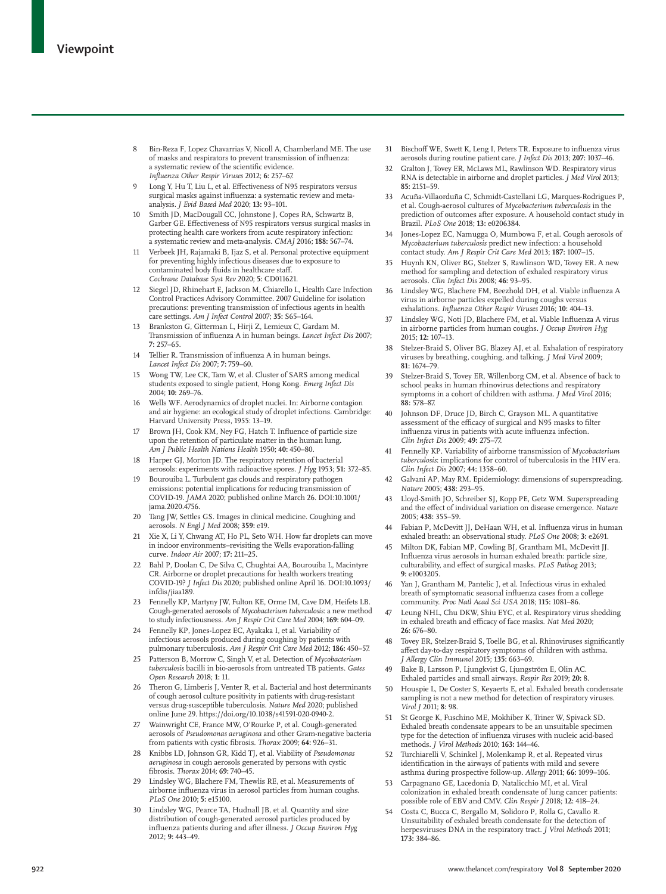8 Bin-Reza F, Lopez Chavarrias V, Nicoll A, Chamberland ME. The use of masks and respirators to prevent transmission of influenza: a systematic review of the scientific evidence. *Influenza Other Respir Viruses* 2012; **6:** 257–67.

9 Long Y, Hu T, Liu L, et al. Effectiveness of N95 respirators versus surgical masks against influenza: a systematic review and meta-analysis. *J Evid Based Med* 2020; **13:** 93–101.

10 Smith JD, MacDougall CC, Johnstone J, Copes RA, Schwartz B, Garber GE. Effectiveness of N95 respirators versus surgical masks in protecting health care workers from acute respiratory infection: a systematic review and meta-analysis. *CMAJ* 2016; **188:** 567–74.

11 Verbeek JH, Rajamaki B, Ijaz S, et al. Personal protective equipment for preventing highly infectious diseases due to exposure to contaminated body fluids in healthcare staff. *Cochrane Database Syst Rev* 2020; **5:** CD011621.

12 Siegel JD, Rhinehart E, Jackson M, Chiarello L, Health Care Infection Control Practices Advisory Committee. 2007 Guideline for isolation precautions: preventing transmission of infectious agents in health care settings. *Am J Infect Control* 2007; **35:** S65–164.

13 Brankston G, Gitterman L, Hirji Z, Lemieux C, Gardam M. Transmission of influenza A in human beings. *Lancet Infect Dis* 2007; **7:** 257–65.

14 Tellier R. Transmission of influenza A in human beings. *Lancet Infect Dis* 2007; **7:** 759–60.

15 Wong TW, Lee CK, Tam W, et al. Cluster of SARS among medical students exposed to single patient, Hong Kong. *Emerg Infect Dis* 2004; **10:** 269–76.

16 Wells WF. Aerodynamics of droplet nuclei. In: Airborne contagion and air hygiene: an ecological study of droplet infections. Cambridge: Harvard University Press, 1955: 13–19.

17 Brown JH, Cook KM, Ney FG, Hatch T. Influence of particle size upon the retention of particulate matter in the human lung. *Am J Public Health Nations Health* 1950; **40:** 450–80.

18 Harper GJ, Morton JD. The respiratory retention of bacterial aerosols: experiments with radioactive spores. *J Hyg* 1953; **51:** 372–85.

19 Bourouiba L. Turbulent gas clouds and respiratory pathogen emissions: potential implications for reducing transmission of COVID-19. *JAMA* 2020; published online March 26. DOI:10.1001/jama.2020.4756.

20 Tang JW, Settles GS. Images in clinical medicine. Coughing and aerosols. *N Engl J Med* 2008; **359:** e19.

21 Xie X, Li Y, Chwang AT, Ho PL, Seto WH. How far droplets can move in indoor environments–revisiting the Wells evaporation-falling curve. *Indoor Air* 2007; **17:** 211–25.

22 Bahl P, Doolan C, De Silva C, Chughtai AA, Bourouiba L, Macintyre CR. Airborne or droplet precautions for health workers treating COVID-19? *J Infect Dis* 2020; published online April 16. DOI:10.1093/infdis/jiaa189.

23 Fennelly KP, Martyny JW, Fulton KE, Orme IM, Cave DM, Heifets LB. Cough-generated aerosols of *Mycobacterium tuberculosis*: a new method to study infectiousness. *Am J Respir Crit Care Med* 2004; **169:** 604–09.

24 Fennelly KP, Jones-Lopez EC, Ayakaka I, et al. Variability of infectious aerosols produced during coughing by patients with pulmonary tuberculosis. *Am J Respir Crit Care Med* 2012; **186:** 450–57.

25 Patterson B, Morrow C, Singh V, et al. Detection of *Mycobacterium tuberculosis* bacilli in bio-aerosols from untreated TB patients. *Gates Open Research* 2018; **1:** 11.

26 Theron G, Limberis J, Venter R, et al. Bacterial and host determinants of cough aerosol culture positivity in patients with drug-resistant versus drug-susceptible tuberculosis. *Nature Med* 2020; published online June 29. https://doi.org/10.1038/s41591-020-0940-2.

27 Wainwright CE, France MW, O'Rourke P, et al. Cough-generated aerosols of *Pseudomonas aeruginosa* and other Gram-negative bacteria from patients with cystic fibrosis. *Thorax* 2009; **64:** 926–31.

28 Knibbs LD, Johnson GR, Kidd TJ, et al. Viability of *Pseudomonas aeruginosa* in cough aerosols generated by persons with cystic fibrosis. *Thorax* 2014; **69:** 740–45.

29 Lindsley WG, Blachere FM, Thewlis RE, et al. Measurements of airborne influenza virus in aerosol particles from human coughs. *PLoS One* 2010; **5:** e15100.

30 Lindsley WG, Pearce TA, Hudnall JB, et al. Quantity and size distribution of cough-generated aerosol particles produced by influenza patients during and after illness. *J Occup Environ Hyg* 2012; **9:** 443–49.

31 Bischoff WE, Swett K, Leng I, Peters TR. Exposure to influenza virus aerosols during routine patient care. *J Infect Dis* 2013; **207:** 1037–46.

32 Gralton J, Tovey ER, McLaws ML, Rawlinson WD. Respiratory virus RNA is detectable in airborne and droplet particles. *J Med Virol* 2013; **85:** 2151–59.

33 Acuña-Villaorduña C, Schmidt-Castellani LG, Marques-Rodrigues P, et al. Cough-aerosol cultures of *Mycobacterium tuberculosis* in the prediction of outcomes after exposure. A household contact study in Brazil. *PLoS One* 2018; **13:** e0206384.

34 Jones-Lopez EC, Namugga O, Mumbowa F, et al. Cough aerosols of *Mycobacterium tuberculosis* predict new infection: a household contact study. *Am J Respir Crit Care Med* 2013; **187:** 1007–15.

35 Huynh KN, Oliver BG, Stelzer S, Rawlinson WD, Tovey ER. A new method for sampling and detection of exhaled respiratory virus aerosols. *Clin Infect Dis* 2008; **46:** 93–95.

36 Lindsley WG, Blachere FM, Beezhold DH, et al. Viable influenza A virus in airborne particles expelled during coughs versus exhalations. *Influenza Other Respir Viruses* 2016; **10:** 404–13.

37 Lindsley WG, Noti JD, Blachere FM, et al. Viable Influenza A virus in airborne particles from human coughs. *J Occup Environ Hyg* 2015; **12:** 107–13.

38 Stelzer-Braid S, Oliver BG, Blazey AJ, et al. Exhalation of respiratory viruses by breathing, coughing, and talking. *J Med Virol* 2009; **81:** 1674–79.

39 Stelzer-Braid S, Tovey ER, Willenborg CM, et al. Absence of back to school peaks in human rhinovirus detections and respiratory symptoms in a cohort of children with asthma. *J Med Virol* 2016; **88:** 578–87.

40 Johnson DF, Druce JD, Birch C, Grayson ML. A quantitative assessment of the efficacy of surgical and N95 masks to filter influenza virus in patients with acute influenza infection. *Clin Infect Dis* 2009; **49:** 275–77.

41 Fennelly KP. Variability of airborne transmission of *Mycobacterium tuberculosis*: implications for control of tuberculosis in the HIV era. *Clin Infect Dis* 2007; **44:** 1358–60.

42 Galvani AP, May RM. Epidemiology: dimensions of superspreading. *Nature* 2005; **438:** 293–95.

43 Lloyd-Smith JO, Schreiber SJ, Kopp PE, Getz WM. Superspreading and the effect of individual variation on disease emergence. *Nature* 2005; **438:** 355–59.

44 Fabian P, McDevitt JJ, DeHaan WH, et al. Influenza virus in human exhaled breath: an observational study. *PLoS One* 2008; **3:** e2691.

45 Milton DK, Fabian MP, Cowling BJ, Grantham ML, McDevitt JJ. Influenza virus aerosols in human exhaled breath: particle size, culturability, and effect of surgical masks. *PLoS Pathog* 2013; **9:** e1003205.

46 Yan J, Grantham M, Pantelic J, et al. Infectious virus in exhaled breath of symptomatic seasonal influenza cases from a college community. *Proc Natl Acad Sci USA* 2018; **115:** 1081–86.

47 Leung NHL, Chu DKW, Shiu EYC, et al. Respiratory virus shedding in exhaled breath and efficacy of face masks. *Nat Med* 2020; **26:** 676–80.

48 Tovey ER, Stelzer-Braid S, Toelle BG, et al. Rhinoviruses significantly affect day-to-day respiratory symptoms of children with asthma. *J Allergy Clin Immunol* 2015; **135:** 663–69.

49 Bake B, Larsson P, Ljungkvist G, Ljungström E, Olin AC. Exhaled particles and small airways. *Respir Res* 2019; **20:** 8.

50 Houspie L, De Coster S, Keyaerts E, et al. Exhaled breath condensate sampling is not a new method for detection of respiratory viruses. *Virol J* 2011; **8:** 98.

51 St George K, Fuschino ME, Mokhiber K, Triner W, Spivack SD. Exhaled breath condensate appears to be an unsuitable specimen type for the detection of influenza viruses with nucleic acid-based methods. *J Virol Methods* 2010; **163:** 144–46.

52 Turchiarelli V, Schinkel J, Molenkamp R, et al. Repeated virus identification in the airways of patients with mild and severe asthma during prospective follow-up. *Allergy* 2011; **66:** 1099–106.

53 Carpagnano GE, Lacedonia D, Natalicchio MI, et al. Viral colonization in exhaled breath condensate of lung cancer patients: possible role of EBV and CMV. *Clin Respir J* 2018; **12:** 418–24.

54 Costa C, Bucca C, Bergallo M, Solidoro P, Rolla G, Cavallo R. Unsuitability of exhaled breath condensate for the detection of herpesviruses DNA in the respiratory tract. *J Virol Methods* 2011; **173:** 384–86.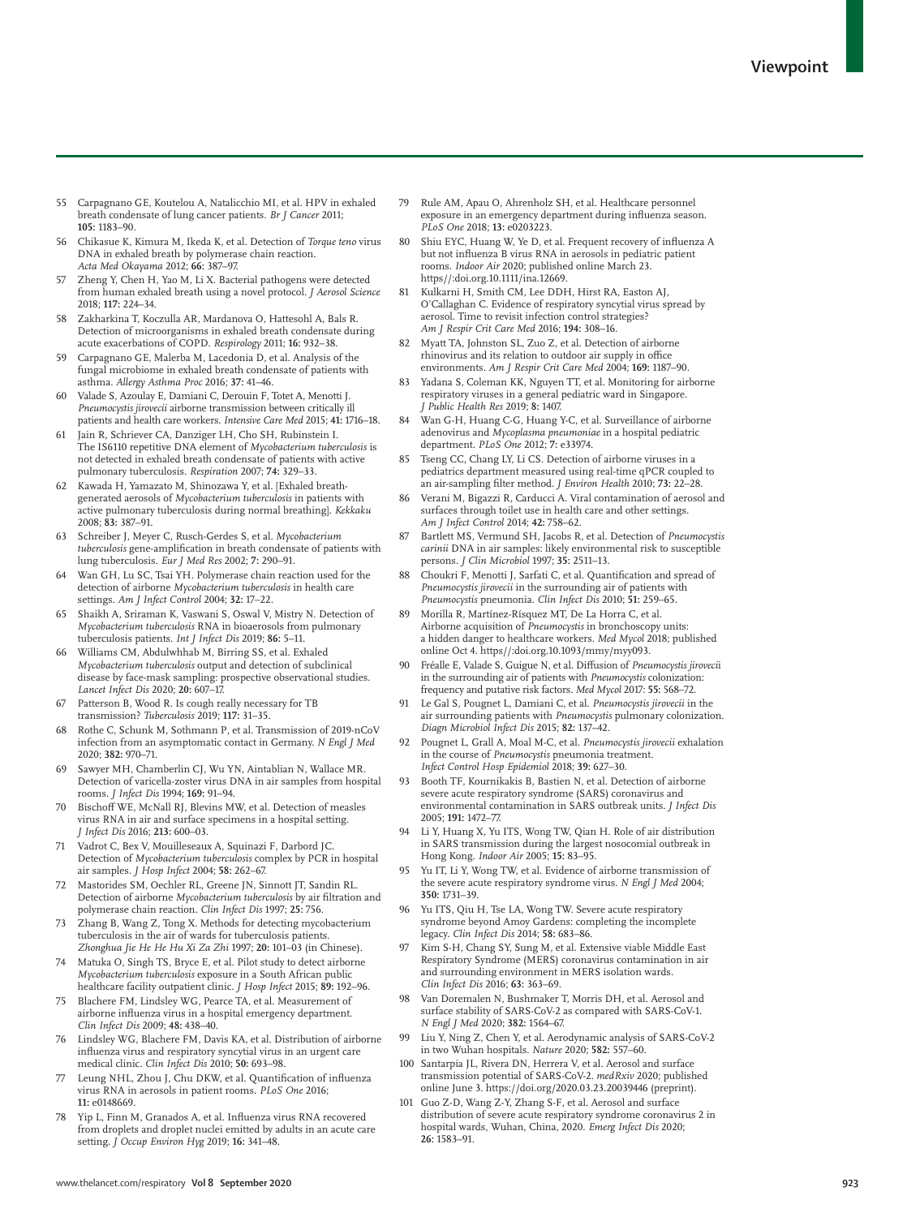55 Carpagnano GE, Koutelou A, Natalicchio MI, et al. HPV in exhaled breath condensate of lung cancer patients. *Br J Cancer* 2011; **105:** 1183–90.

56 Chikasue K, Kimura M, Ikeda K, et al. Detection of *Torque teno* virus DNA in exhaled breath by polymerase chain reaction. *Acta Med Okayama* 2012; **66:** 387–97.

57 Zheng Y, Chen H, Yao M, Li X. Bacterial pathogens were detected from human exhaled breath using a novel protocol. *J Aerosol Science* 2018; **117:** 224–34.

58 Zakharkina T, Koczulla AR, Mardanova O, Hattesohl A, Bals R. Detection of microorganisms in exhaled breath condensate during acute exacerbations of COPD. *Respirology* 2011; **16:** 932–38.

59 Carpagnano GE, Malerba M, Lacedonia D, et al. Analysis of the fungal microbiome in exhaled breath condensate of patients with asthma. *Allergy Asthma Proc* 2016; **37:** 41–46.

60 Valade S, Azoulay E, Damiani C, Derouin F, Totet A, Menotti J. *Pneumocystis jirovecii* airborne transmission between critically ill patients and health care workers. *Intensive Care Med* 2015; **41:** 1716–18.

61 Jain R, Schriever CA, Danziger LH, Cho SH, Rubinstein I. The IS6110 repetitive DNA element of *Mycobacterium tuberculosis* is not detected in exhaled breath condensate of patients with active pulmonary tuberculosis. *Respiration* 2007; **74:** 329–33.

62 Kawada H, Yamazato M, Shinozawa Y, et al. [Exhaled breath-generated aerosols of *Mycobacterium tuberculosis* in patients with active pulmonary tuberculosis during normal breathing]. *Kekkaku* 2008; **83:** 387–91.

63 Schreiber J, Meyer C, Rusch-Gerdes S, et al. *Mycobacterium tuberculosis* gene-amplification in breath condensate of patients with lung tuberculosis. *Eur J Med Res* 2002; **7:** 290–91.

64 Wan GH, Lu SC, Tsai YH. Polymerase chain reaction used for the detection of airborne *Mycobacterium tuberculosis* in health care settings. *Am J Infect Control* 2004; **32:** 17–22.

65 Shaikh A, Sriraman K, Vaswani S, Oswal V, Mistry N. Detection of *Mycobacterium tuberculosis* RNA in bioaerosols from pulmonary tuberculosis patients. *Int J Infect Dis* 2019; **86:** 5–11.

66 Williams CM, Abdulwhhab M, Birring SS, et al. Exhaled *Mycobacterium tuberculosis* output and detection of subclinical disease by face-mask sampling: prospective observational studies. *Lancet Infect Dis* 2020; **20:** 607–17.

67 Patterson B, Wood R. Is cough really necessary for TB transmission? *Tuberculosis* 2019; **117:** 31–35.

68 Rothe C, Schunk M, Sothmann P, et al. Transmission of 2019-nCoV infection from an asymptomatic contact in Germany. *N Engl J Med* 2020; **382:** 970–71.

69 Sawyer MH, Chamberlin CJ, Wu YN, Aintablian N, Wallace MR. Detection of varicella-zoster virus DNA in air samples from hospital rooms. *J Infect Dis* 1994; **169:** 91–94.

70 Bischoff WE, McNall RJ, Blevins MW, et al. Detection of measles virus RNA in air and surface specimens in a hospital setting. *J Infect Dis* 2016; **213:** 600–03.

71 Vadrot C, Bex V, Mouilleseaux A, Squinazi F, Darbord JC. Detection of *Mycobacterium tuberculosis* complex by PCR in hospital air samples. *J Hosp Infect* 2004; **58:** 262–67.

72 Mastorides SM, Oechler RL, Greene JN, Sinnott JT, Sandin RL. Detection of airborne *Mycobacterium tuberculosis* by air filtration and polymerase chain reaction. *Clin Infect Dis* 1997; **25:** 756.

73 Zhang B, Wang Z, Tong X. Methods for detecting mycobacterium tuberculosis in the air of wards for tuberculosis patients. *Zhonghua Jie He He Hu Xi Za Zhi* 1997; **20:** 101–03 (in Chinese).

74 Matuka O, Singh TS, Bryce E, et al. Pilot study to detect airborne *Mycobacterium tuberculosis* exposure in a South African public healthcare facility outpatient clinic. *J Hosp Infect* 2015; **89:** 192–96.

75 Blachere FM, Lindsley WG, Pearce TA, et al. Measurement of airborne influenza virus in a hospital emergency department. *Clin Infect Dis* 2009; **48:** 438–40.

76 Lindsley WG, Blachere FM, Davis KA, et al. Distribution of airborne influenza virus and respiratory syncytial virus in an urgent care medical clinic. *Clin Infect Dis* 2010; **50:** 693–98.

77 Leung NHL, Zhou J, Chu DKW, et al. Quantification of influenza virus RNA in aerosols in patient rooms. *PLoS One* 2016; **11:** e0148669.

78 Yip L, Finn M, Granados A, et al. Influenza virus RNA recovered from droplets and droplet nuclei emitted by adults in an acute care setting. *J Occup Environ Hyg* 2019; **16:** 341–48.

79 Rule AM, Apau O, Ahrenholz SH, et al. Healthcare personnel exposure in an emergency department during influenza season. *PLoS One* 2018; **13:** e0203223.

80 Shiu EYC, Huang W, Ye D, et al. Frequent recovery of influenza A but not influenza B virus RNA in aerosols in pediatric patient rooms. *Indoor Air* 2020; published online March 23. https//:doi.org.10.1111/ina.12669.

81 Kulkarni H, Smith CM, Lee DDH, Hirst RA, Easton AJ, O'Callaghan C. Evidence of respiratory syncytial virus spread by aerosol. Time to revisit infection control strategies? *Am J Respir Crit Care Med* 2016; **194:** 308–16.

82 Myatt TA, Johnston SL, Zuo Z, et al. Detection of airborne rhinovirus and its relation to outdoor air supply in office environments. *Am J Respir Crit Care Med* 2004; **169:** 1187–90.

83 Yadana S, Coleman KK, Nguyen TT, et al. Monitoring for airborne respiratory viruses in a general pediatric ward in Singapore. *J Public Health Res* 2019; **8:** 1407.

84 Wan G-H, Huang C-G, Huang Y-C, et al. Surveillance of airborne adenovirus and *Mycoplasma pneumoniae* in a hospital pediatric department. *PLoS One* 2012; **7:** e33974.

85 Tseng CC, Chang LY, Li CS. Detection of airborne viruses in a pediatrics department measured using real-time qPCR coupled to an air-sampling filter method. *J Environ Health* 2010; **73:** 22–28.

86 Verani M, Bigazzi R, Carducci A. Viral contamination of aerosol and surfaces through toilet use in health care and other settings. *Am J Infect Control* 2014; **42:** 758–62.

87 Bartlett MS, Vermund SH, Jacobs R, et al. Detection of *Pneumocystis carinii* DNA in air samples: likely environmental risk to susceptible persons. *J Clin Microbiol* 1997; **35:** 2511–13.

88 Choukri F, Menotti J, Sarfati C, et al. Quantification and spread of *Pneumocystis jirovecii* in the surrounding air of patients with *Pneumocystis* pneumonia. *Clin Infect Dis* 2010; **51:** 259–65.

89 Morilla R, Martínez-Rísquez MT, De La Horra C, et al. Airborne acquisition of *Pneumocystis* in bronchoscopy units: a hidden danger to healthcare workers. *Med Mycol* 2018; published online Oct 4. https//:doi.org.10.1093/mmy/myy093.

90 Fréalle E, Valade S, Guigue N, et al. Diffusion of *Pneumocystis jirovecii* in the surrounding air of patients with *Pneumocystis* colonization: frequency and putative risk factors. *Med Mycol* 2017; **55:** 568–72.

91 Le Gal S, Pougnet L, Damiani C, et al. *Pneumocystis jirovecii* in the air surrounding patients with *Pneumocystis* pulmonary colonization. *Diagn Microbiol Infect Dis* 2015; **82:** 137–42.

92 Pougnet L, Grall A, Moal M-C, et al. *Pneumocystis jirovecii* exhalation in the course of *Pneumocystis* pneumonia treatment. *Infect Control Hosp Epidemiol* 2018; **39:** 627–30.

93 Booth TF, Kournikakis B, Bastien N, et al. Detection of airborne severe acute respiratory syndrome (SARS) coronavirus and environmental contamination in SARS outbreak units. *J Infect Dis* 2005; **191:** 1472–77.

94 Li Y, Huang X, Yu ITS, Wong TW, Qian H. Role of air distribution in SARS transmission during the largest nosocomial outbreak in Hong Kong. *Indoor Air* 2005; **15:** 83–95.

95 Yu IT, Li Y, Wong TW, et al. Evidence of airborne transmission of the severe acute respiratory syndrome virus. *N Engl J Med* 2004; **350:** 1731–39.

96 Yu ITS, Qiu H, Tse LA, Wong TW. Severe acute respiratory syndrome beyond Amoy Gardens: completing the incomplete legacy. *Clin Infect Dis* 2014; **58:** 683–86.

97 Kim S-H, Chang SY, Sung M, et al. Extensive viable Middle East Respiratory Syndrome (MERS) coronavirus contamination in air and surrounding environment in MERS isolation wards. *Clin Infect Dis* 2016; **63:** 363–69.

98 Van Doremalen N, Bushmaker T, Morris DH, et al. Aerosol and surface stability of SARS-CoV-2 as compared with SARS-CoV-1. *N Engl J Med* 2020; **382:** 1564–67.

99 Liu Y, Ning Z, Chen Y, et al. Aerodynamic analysis of SARS-CoV-2 in two Wuhan hospitals. *Nature* 2020; **582:** 557–60.

100 Santarpia JL, Rivera DN, Herrera V, et al. Aerosol and surface transmission potential of SARS-CoV-2. *medRxiv* 2020; published online June 3. https://doi.org/2020.03.23.20039446 (preprint).

101 Guo Z-D, Wang Z-Y, Zhang S-F, et al. Aerosol and surface distribution of severe acute respiratory syndrome coronavirus 2 in hospital wards, Wuhan, China, 2020. *Emerg Infect Dis* 2020; **26:** 1583–91.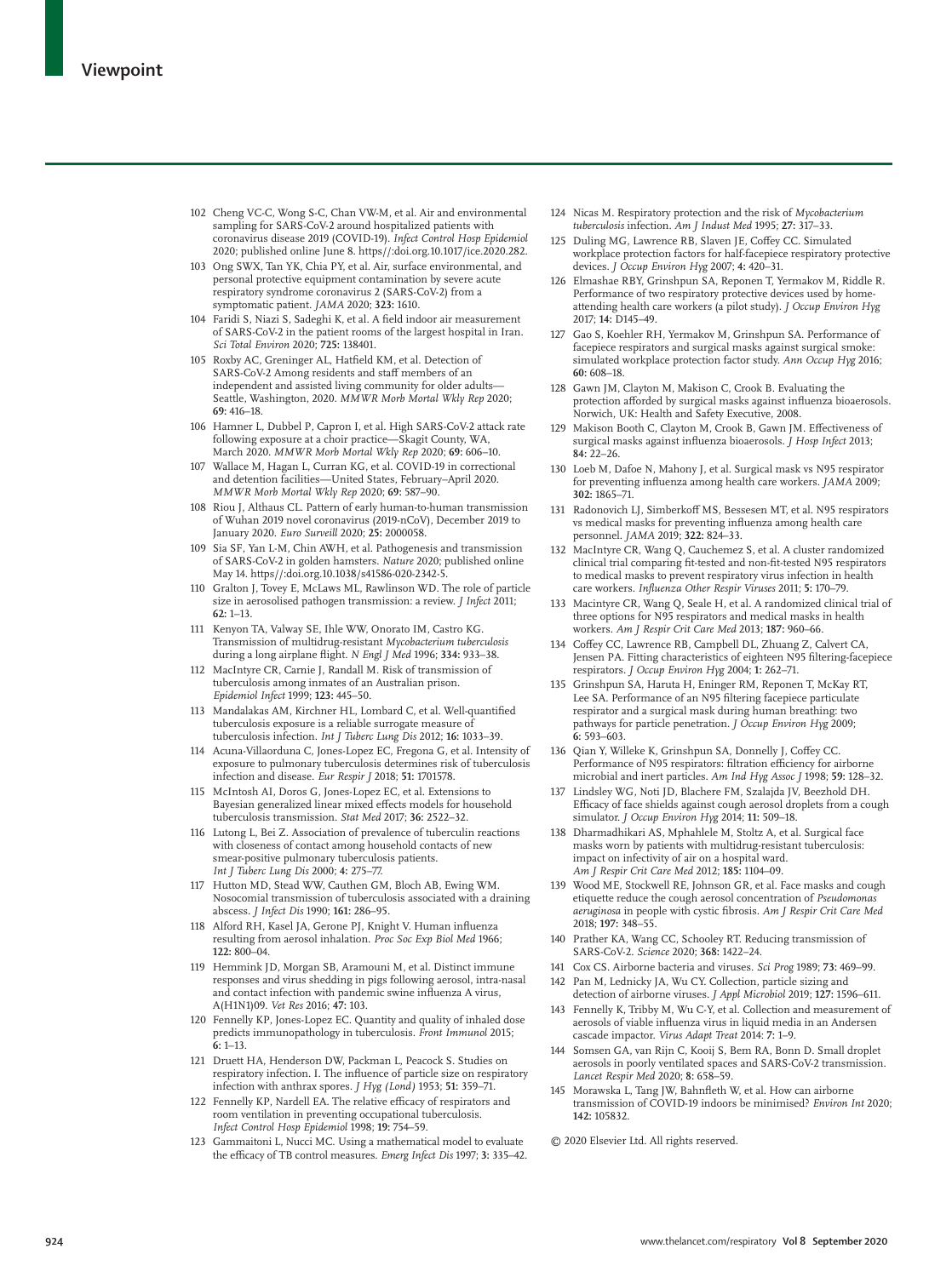102 Cheng VC-C, Wong S-C, Chan VW-M, et al. Air and environmental sampling for SARS-CoV-2 around hospitalized patients with coronavirus disease 2019 (COVID-19). *Infect Control Hosp Epidemiol* 2020; published online June 8. https//:doi.org.10.1017/ice.2020.282.

103 Ong SWX, Tan YK, Chia PY, et al. Air, surface environmental, and personal protective equipment contamination by severe acute respiratory syndrome coronavirus 2 (SARS-CoV-2) from a symptomatic patient. *JAMA* 2020; **323:** 1610.

104 Faridi S, Niazi S, Sadeghi K, et al. A field indoor air measurement of SARS-CoV-2 in the patient rooms of the largest hospital in Iran. *Sci Total Environ* 2020; **725:** 138401.

105 Roxby AC, Greninger AL, Hatfield KM, et al. Detection of SARS-CoV-2 Among residents and staff members of an independent and assisted living community for older adults—Seattle, Washington, 2020. *MMWR Morb Mortal Wkly Rep* 2020; **69:** 416–18.

106 Hamner L, Dubbel P, Capron I, et al. High SARS-CoV-2 attack rate following exposure at a choir practice—Skagit County, WA, March 2020. *MMWR Morb Mortal Wkly Rep* 2020; **69:** 606–10.

107 Wallace M, Hagan L, Curran KG, et al. COVID-19 in correctional and detention facilities—United States, February–April 2020. *MMWR Morb Mortal Wkly Rep* 2020; **69:** 587–90.

108 Riou J, Althaus CL. Pattern of early human-to-human transmission of Wuhan 2019 novel coronavirus (2019-nCoV), December 2019 to January 2020. *Euro Surveill* 2020; **25:** 2000058.

109 Sia SF, Yan L-M, Chin AWH, et al. Pathogenesis and transmission of SARS-CoV-2 in golden hamsters. *Nature* 2020; published online May 14. https//:doi.org.10.1038/s41586-020-2342-5.

110 Gralton J, Tovey E, McLaws ML, Rawlinson WD. The role of particle size in aerosolised pathogen transmission: a review. *J Infect* 2011; **62:** 1–13.

111 Kenyon TA, Valway SE, Ihle WW, Onorato IM, Castro KG. Transmission of multidrug-resistant *Mycobacterium tuberculosis* during a long airplane flight. *N Engl J Med* 1996; **334:** 933–38.

112 MacIntyre CR, Carnie J, Randall M. Risk of transmission of tuberculosis among inmates of an Australian prison. *Epidemiol Infect* 1999; **123:** 445–50.

113 Mandalakas AM, Kirchner HL, Lombard C, et al. Well-quantified tuberculosis exposure is a reliable surrogate measure of tuberculosis infection. *Int J Tuberc Lung Dis* 2012; **16:** 1033–39.

114 Acuna-Villaorduna C, Jones-Lopez EC, Fregona G, et al. Intensity of exposure to pulmonary tuberculosis determines risk of tuberculosis infection and disease. *Eur Respir J* 2018; **51:** 1701578.

115 McIntosh AI, Doros G, Jones-Lopez EC, et al. Extensions to Bayesian generalized linear mixed effects models for household tuberculosis transmission. *Stat Med* 2017; **36:** 2522–32.

116 Lutong L, Bei Z. Association of prevalence of tuberculin reactions with closeness of contact among household contacts of new smear-positive pulmonary tuberculosis patients. *Int J Tuberc Lung Dis* 2000; **4:** 275–77.

117 Hutton MD, Stead WW, Cauthen GM, Bloch AB, Ewing WM. Nosocomial transmission of tuberculosis associated with a draining abscess. *J Infect Dis* 1990; **161:** 286–95.

118 Alford RH, Kasel JA, Gerone PJ, Knight V. Human influenza resulting from aerosol inhalation. *Proc Soc Exp Biol Med* 1966; **122:** 800–04.

119 Hemmink JD, Morgan SB, Aramouni M, et al. Distinct immune responses and virus shedding in pigs following aerosol, intra-nasal and contact infection with pandemic swine influenza A virus, A(H1N1)09. *Vet Res* 2016; **47:** 103.

120 Fennelly KP, Jones-Lopez EC. Quantity and quality of inhaled dose predicts immunopathology in tuberculosis. *Front Immunol* 2015; **6:** 1–13.

121 Druett HA, Henderson DW, Packman L, Peacock S. Studies on respiratory infection. I. The influence of particle size on respiratory infection with anthrax spores. *J Hyg (Lond)* 1953; **51:** 359–71.

122 Fennelly KP, Nardell EA. The relative efficacy of respirators and room ventilation in preventing occupational tuberculosis. *Infect Control Hosp Epidemiol* 1998; **19:** 754–59.

123 Gammaitoni L, Nucci MC. Using a mathematical model to evaluate the efficacy of TB control measures. *Emerg Infect Dis* 1997; **3:** 335–42.

124 Nicas M. Respiratory protection and the risk of *Mycobacterium tuberculosis* infection. *Am J Indust Med* 1995; **27:** 317–33.

125 Duling MG, Lawrence RB, Slaven JE, Coffey CC. Simulated workplace protection factors for half-facepiece respiratory protective devices. *J Occup Environ Hyg* 2007; **4:** 420–31.

126 Elmashae RBY, Grinshpun SA, Reponen T, Yermakov M, Riddle R. Performance of two respiratory protective devices used by home-attending health care workers (a pilot study). *J Occup Environ Hyg* 2017; **14:** D145–49.

127 Gao S, Koehler RH, Yermakov M, Grinshpun SA. Performance of facepiece respirators and surgical masks against surgical smoke: simulated workplace protection factor study. *Ann Occup Hyg* 2016; **60:** 608–18.

128 Gawn JM, Clayton M, Makison C, Crook B. Evaluating the protection afforded by surgical masks against influenza bioaerosols. Norwich, UK: Health and Safety Executive, 2008.

129 Makison Booth C, Clayton M, Crook B, Gawn JM. Effectiveness of surgical masks against influenza bioaerosols. *J Hosp Infect* 2013; **84:** 22–26.

130 Loeb M, Dafoe N, Mahony J, et al. Surgical mask vs N95 respirator for preventing influenza among health care workers. *JAMA* 2009; **302:** 1865–71.

131 Radonovich LJ, Simberkoff MS, Bessesen MT, et al. N95 respirators vs medical masks for preventing influenza among health care personnel. *JAMA* 2019; **322:** 824–33.

132 MacIntyre CR, Wang Q, Cauchemez S, et al. A cluster randomized clinical trial comparing fit-tested and non-fit-tested N95 respirators to medical masks to prevent respiratory virus infection in health care workers. *Influenza Other Respir Viruses* 2011; **5:** 170–79.

133 Macintyre CR, Wang Q, Seale H, et al. A randomized clinical trial of three options for N95 respirators and medical masks in health workers. *Am J Respir Crit Care Med* 2013; **187:** 960–66.

134 Coffey CC, Lawrence RB, Campbell DL, Zhuang Z, Calvert CA, Jensen PA. Fitting characteristics of eighteen N95 filtering-facepiece respirators. *J Occup Environ Hyg* 2004; **1:** 262–71.

135 Grinshpun SA, Haruta H, Eninger RM, Reponen T, McKay RT, Lee SA. Performance of an N95 filtering facepiece particulate respirator and a surgical mask during human breathing: two pathways for particle penetration. *J Occup Environ Hyg* 2009; **6:** 593–603.

136 Qian Y, Willeke K, Grinshpun SA, Donnelly J, Coffey CC. Performance of N95 respirators: filtration efficiency for airborne microbial and inert particles. *Am Ind Hyg Assoc J* 1998; **59:** 128–32.

137 Lindsley WG, Noti JD, Blachere FM, Szalajda JV, Beezhold DH. Efficacy of face shields against cough aerosol droplets from a cough simulator. *J Occup Environ Hyg* 2014; **11:** 509–18.

138 Dharmadhikari AS, Mphahlele M, Stoltz A, et al. Surgical face masks worn by patients with multidrug-resistant tuberculosis: impact on infectivity of air on a hospital ward. *Am J Respir Crit Care Med* 2012; **185:** 1104–09.

139 Wood ME, Stockwell RE, Johnson GR, et al. Face masks and cough etiquette reduce the cough aerosol concentration of *Pseudomonas aeruginosa* in people with cystic fibrosis. *Am J Respir Crit Care Med* 2018; **197:** 348–55.

140 Prather KA, Wang CC, Schooley RT. Reducing transmission of SARS-CoV-2. *Science* 2020; **368:** 1422–24.

141 Cox CS. Airborne bacteria and viruses. *Sci Prog* 1989; **73:** 469–99.

142 Pan M, Lednicky JA, Wu CY. Collection, particle sizing and detection of airborne viruses. *J Appl Microbiol* 2019; **127:** 1596–611.

143 Fennelly K, Tribby M, Wu C-Y, et al. Collection and measurement of aerosols of viable influenza virus in liquid media in an Andersen cascade impactor. *Virus Adapt Treat* 2014: **7:** 1–9.

144 Somsen GA, van Rijn C, Kooij S, Bem RA, Bonn D. Small droplet aerosols in poorly ventilated spaces and SARS-CoV-2 transmission. *Lancet Respir Med* 2020; **8:** 658–59.

145 Morawska L, Tang JW, Bahnfleth W, et al. How can airborne transmission of COVID-19 indoors be minimised? *Environ Int* 2020; **142:** 105832.

© 2020 Elsevier Ltd. All rights reserved.